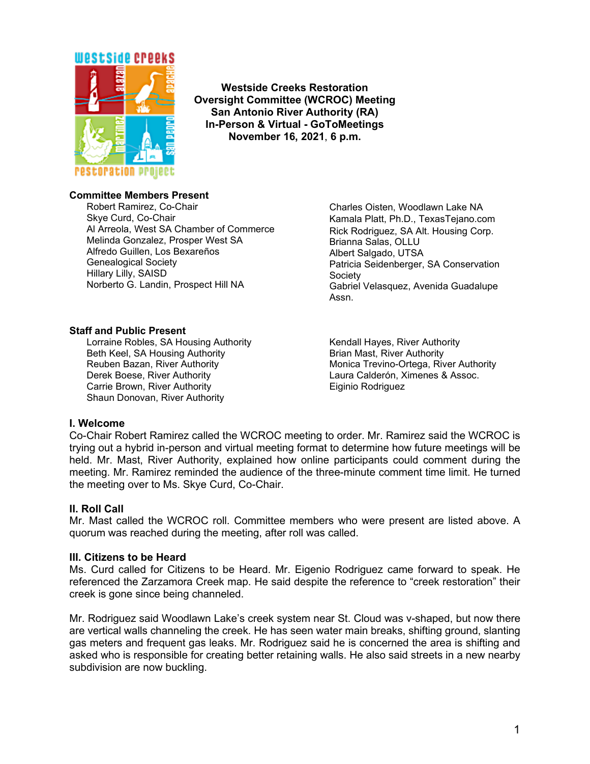# Westside Creeks Restoration Oversight Committee (WCROC) Meeting
## San Antonio River Authority (RA)
## In-Person & Virtual - GoToMeetings
## November 16, 2021, 6 p.m.

### Committee Members Present

- Robert Ramirez, Co-Chair
- Skye Curd, Co-Chair
- Al Arreola, West SA Chamber of Commerce
- Melinda Gonzalez, Prosper West SA
- Alfredo Guillen, Los Bexareños Genealogical Society
- Hillary Lilly, SAISD
- Norberto G. Landin, Prospect Hill NA
- Charles Oisten, Woodlawn Lake NA
- Kamala Platt, Ph.D., TexasTejano.com
- Rick Rodriguez, SA Alt. Housing Corp.
- Brianna Salas, OLLU
- Albert Salgado, UTSA
- Patricia Seidenberger, SA Conservation Society
- Gabriel Velasquez, Avenida Guadalupe Assn.

### Staff and Public Present

- Lorraine Robles, SA Housing Authority
- Beth Keel, SA Housing Authority
- Reuben Bazan, River Authority
- Derek Boese, River Authority
- Carrie Brown, River Authority
- Shaun Donovan, River Authority
- Kendall Hayes, River Authority
- Brian Mast, River Authority
- Monica Trevino-Ortega, River Authority
- Laura Calderón, Ximenes & Assoc.
- Eiginio Rodriguez

### I. Welcome

Co-Chair Robert Ramirez called the WCROC meeting to order. Mr. Ramirez said the WCROC is trying out a hybrid in-person and virtual meeting format to determine how future meetings will be held. Mr. Mast, River Authority, explained how online participants could comment during the meeting. Mr. Ramirez reminded the audience of the three-minute comment time limit. He turned the meeting over to Ms. Skye Curd, Co-Chair.

### II. Roll Call

Mr. Mast called the WCROC roll. Committee members who were present are listed above. A quorum was reached during the meeting, after roll was called.

### III. Citizens to be Heard

Ms. Curd called for Citizens to be Heard. Mr. Eigenio Rodriguez came forward to speak. He referenced the Zarzamora Creek map. He said despite the reference to "creek restoration" their creek is gone since being channeled.

Mr. Rodriguez said Woodlawn Lake's creek system near St. Cloud was v-shaped, but now there are vertical walls channeling the creek. He has seen water main breaks, shifting ground, slanting gas meters and frequent gas leaks. Mr. Rodriguez said he is concerned the area is shifting and asked who is responsible for creating better retaining walls. He also said streets in a new nearby subdivision are now buckling.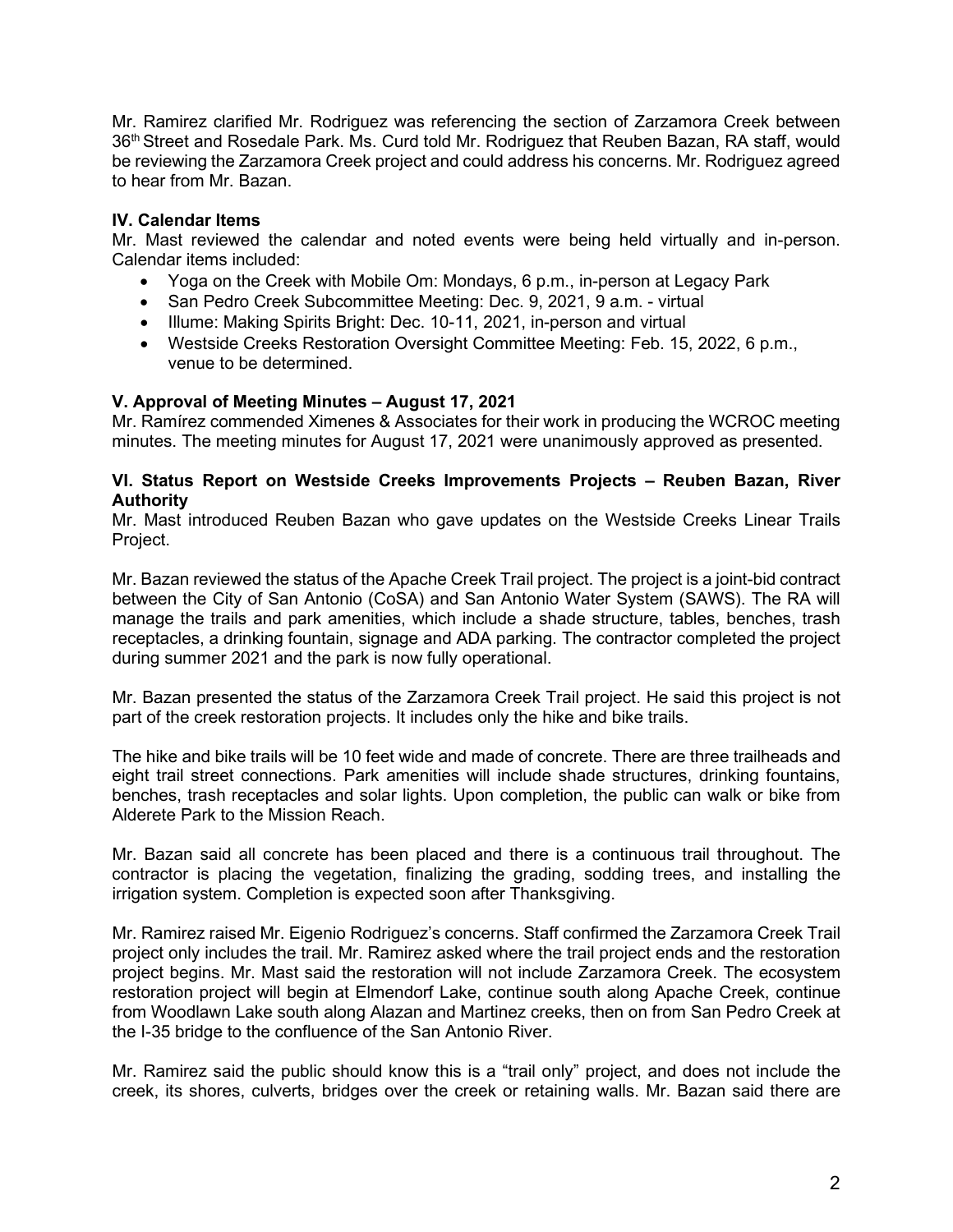Mr. Ramirez clarified Mr. Rodriguez was referencing the section of Zarzamora Creek between 36th Street and Rosedale Park. Ms. Curd told Mr. Rodriguez that Reuben Bazan, RA staff, would be reviewing the Zarzamora Creek project and could address his concerns. Mr. Rodriguez agreed to hear from Mr. Bazan.

### IV. Calendar Items

Mr. Mast reviewed the calendar and noted events were being held virtually and in-person. Calendar items included:

- Yoga on the Creek with Mobile Om: Mondays, 6 p.m., in-person at Legacy Park
- San Pedro Creek Subcommittee Meeting: Dec. 9, 2021, 9 a.m. - virtual
- Illume: Making Spirits Bright: Dec. 10-11, 2021, in-person and virtual
- Westside Creeks Restoration Oversight Committee Meeting: Feb. 15, 2022, 6 p.m., venue to be determined.

### V. Approval of Meeting Minutes – August 17, 2021

Mr. Ramírez commended Ximenes & Associates for their work in producing the WCROC meeting minutes. The meeting minutes for August 17, 2021 were unanimously approved as presented.

### VI. Status Report on Westside Creeks Improvements Projects – Reuben Bazan, River Authority

Mr. Mast introduced Reuben Bazan who gave updates on the Westside Creeks Linear Trails Project.

Mr. Bazan reviewed the status of the Apache Creek Trail project. The project is a joint-bid contract between the City of San Antonio (CoSA) and San Antonio Water System (SAWS). The RA will manage the trails and park amenities, which include a shade structure, tables, benches, trash receptacles, a drinking fountain, signage and ADA parking. The contractor completed the project during summer 2021 and the park is now fully operational.

Mr. Bazan presented the status of the Zarzamora Creek Trail project. He said this project is not part of the creek restoration projects. It includes only the hike and bike trails.

The hike and bike trails will be 10 feet wide and made of concrete. There are three trailheads and eight trail street connections. Park amenities will include shade structures, drinking fountains, benches, trash receptacles and solar lights. Upon completion, the public can walk or bike from Alderete Park to the Mission Reach.

Mr. Bazan said all concrete has been placed and there is a continuous trail throughout. The contractor is placing the vegetation, finalizing the grading, sodding trees, and installing the irrigation system. Completion is expected soon after Thanksgiving.

Mr. Ramirez raised Mr. Eigenio Rodriguez's concerns. Staff confirmed the Zarzamora Creek Trail project only includes the trail. Mr. Ramirez asked where the trail project ends and the restoration project begins. Mr. Mast said the restoration will not include Zarzamora Creek. The ecosystem restoration project will begin at Elmendorf Lake, continue south along Apache Creek, continue from Woodlawn Lake south along Alazan and Martinez creeks, then on from San Pedro Creek at the I-35 bridge to the confluence of the San Antonio River.

Mr. Ramirez said the public should know this is a "trail only" project, and does not include the creek, its shores, culverts, bridges over the creek or retaining walls. Mr. Bazan said there are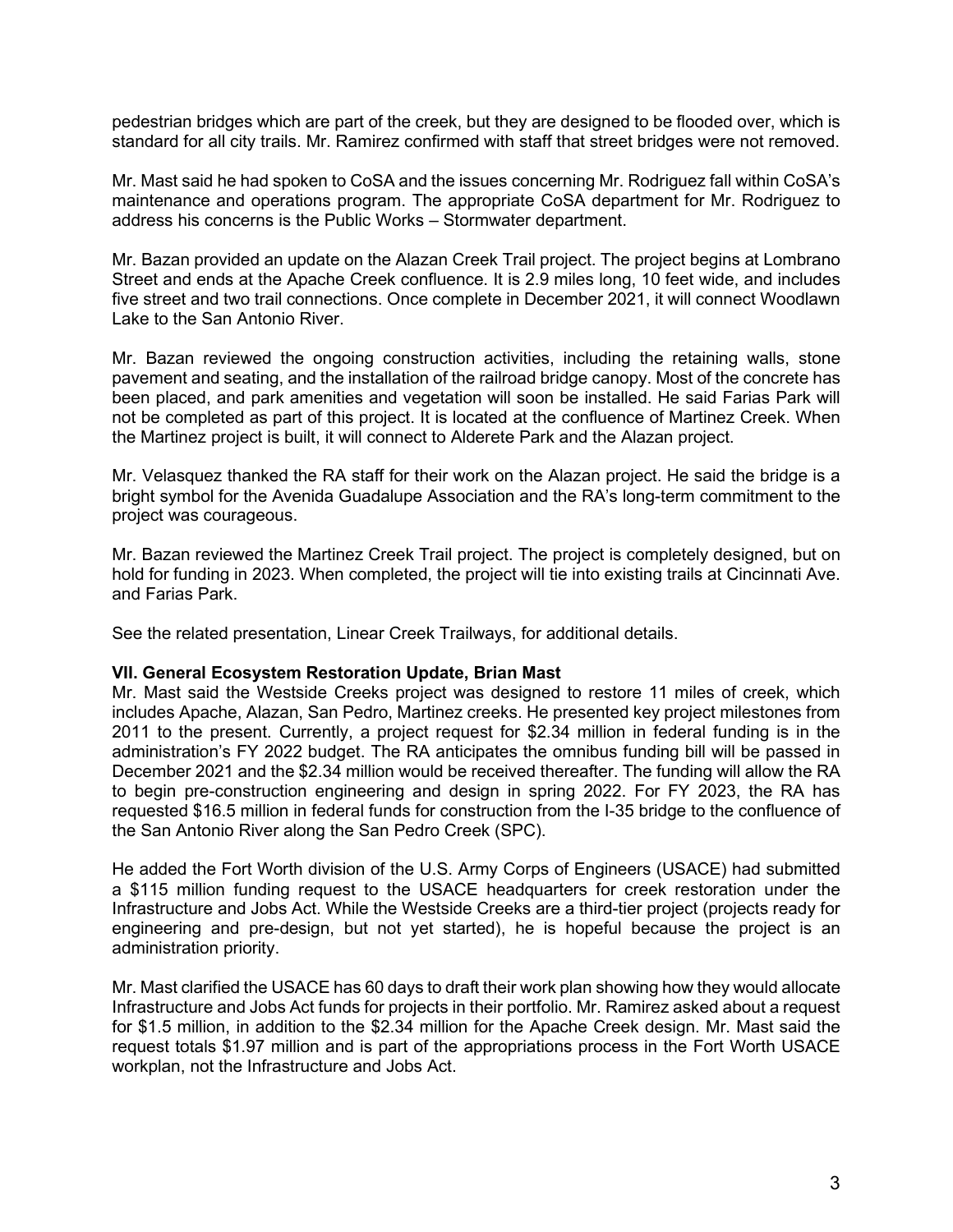pedestrian bridges which are part of the creek, but they are designed to be flooded over, which is standard for all city trails. Mr. Ramirez confirmed with staff that street bridges were not removed.

Mr. Mast said he had spoken to CoSA and the issues concerning Mr. Rodriguez fall within CoSA's maintenance and operations program. The appropriate CoSA department for Mr. Rodriguez to address his concerns is the Public Works – Stormwater department.

Mr. Bazan provided an update on the Alazan Creek Trail project. The project begins at Lombrano Street and ends at the Apache Creek confluence. It is 2.9 miles long, 10 feet wide, and includes five street and two trail connections. Once complete in December 2021, it will connect Woodlawn Lake to the San Antonio River.

Mr. Bazan reviewed the ongoing construction activities, including the retaining walls, stone pavement and seating, and the installation of the railroad bridge canopy. Most of the concrete has been placed, and park amenities and vegetation will soon be installed. He said Farias Park will not be completed as part of this project. It is located at the confluence of Martinez Creek. When the Martinez project is built, it will connect to Alderete Park and the Alazan project.

Mr. Velasquez thanked the RA staff for their work on the Alazan project. He said the bridge is a bright symbol for the Avenida Guadalupe Association and the RA's long-term commitment to the project was courageous.

Mr. Bazan reviewed the Martinez Creek Trail project. The project is completely designed, but on hold for funding in 2023. When completed, the project will tie into existing trails at Cincinnati Ave. and Farias Park.

See the related presentation, Linear Creek Trailways, for additional details.

**VII. General Ecosystem Restoration Update, Brian Mast**

Mr. Mast said the Westside Creeks project was designed to restore 11 miles of creek, which includes Apache, Alazan, San Pedro, Martinez creeks. He presented key project milestones from 2011 to the present. Currently, a project request for $2.34 million in federal funding is in the administration's FY 2022 budget. The RA anticipates the omnibus funding bill will be passed in December 2021 and the $2.34 million would be received thereafter. The funding will allow the RA to begin pre-construction engineering and design in spring 2022. For FY 2023, the RA has requested $16.5 million in federal funds for construction from the I-35 bridge to the confluence of the San Antonio River along the San Pedro Creek (SPC).

He added the Fort Worth division of the U.S. Army Corps of Engineers (USACE) had submitted a $115 million funding request to the USACE headquarters for creek restoration under the Infrastructure and Jobs Act. While the Westside Creeks are a third-tier project (projects ready for engineering and pre-design, but not yet started), he is hopeful because the project is an administration priority.

Mr. Mast clarified the USACE has 60 days to draft their work plan showing how they would allocate Infrastructure and Jobs Act funds for projects in their portfolio. Mr. Ramirez asked about a request for $1.5 million, in addition to the $2.34 million for the Apache Creek design. Mr. Mast said the request totals $1.97 million and is part of the appropriations process in the Fort Worth USACE workplan, not the Infrastructure and Jobs Act.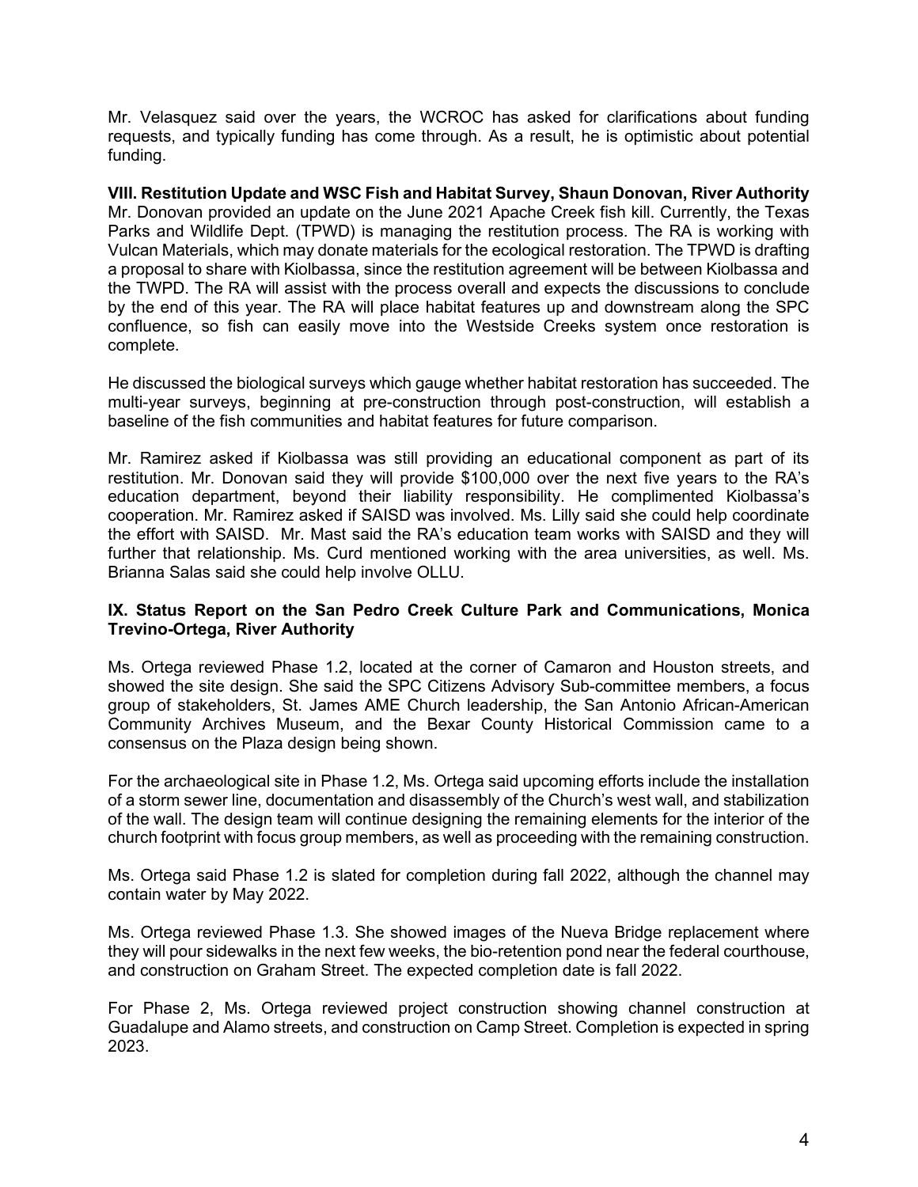Mr. Velasquez said over the years, the WCROC has asked for clarifications about funding requests, and typically funding has come through. As a result, he is optimistic about potential funding.

**VIII. Restitution Update and WSC Fish and Habitat Survey, Shaun Donovan, River Authority**

Mr. Donovan provided an update on the June 2021 Apache Creek fish kill. Currently, the Texas Parks and Wildlife Dept. (TPWD) is managing the restitution process. The RA is working with Vulcan Materials, which may donate materials for the ecological restoration. The TPWD is drafting a proposal to share with Kiolbassa, since the restitution agreement will be between Kiolbassa and the TWPD. The RA will assist with the process overall and expects the discussions to conclude by the end of this year. The RA will place habitat features up and downstream along the SPC confluence, so fish can easily move into the Westside Creeks system once restoration is complete.

He discussed the biological surveys which gauge whether habitat restoration has succeeded. The multi-year surveys, beginning at pre-construction through post-construction, will establish a baseline of the fish communities and habitat features for future comparison.

Mr. Ramirez asked if Kiolbassa was still providing an educational component as part of its restitution. Mr. Donovan said they will provide $100,000 over the next five years to the RA's education department, beyond their liability responsibility. He complimented Kiolbassa's cooperation. Mr. Ramirez asked if SAISD was involved. Ms. Lilly said she could help coordinate the effort with SAISD. Mr. Mast said the RA's education team works with SAISD and they will further that relationship. Ms. Curd mentioned working with the area universities, as well. Ms. Brianna Salas said she could help involve OLLU.

**IX. Status Report on the San Pedro Creek Culture Park and Communications, Monica Trevino-Ortega, River Authority**

Ms. Ortega reviewed Phase 1.2, located at the corner of Camaron and Houston streets, and showed the site design. She said the SPC Citizens Advisory Sub-committee members, a focus group of stakeholders, St. James AME Church leadership, the San Antonio African-American Community Archives Museum, and the Bexar County Historical Commission came to a consensus on the Plaza design being shown.

For the archaeological site in Phase 1.2, Ms. Ortega said upcoming efforts include the installation of a storm sewer line, documentation and disassembly of the Church's west wall, and stabilization of the wall. The design team will continue designing the remaining elements for the interior of the church footprint with focus group members, as well as proceeding with the remaining construction.

Ms. Ortega said Phase 1.2 is slated for completion during fall 2022, although the channel may contain water by May 2022.

Ms. Ortega reviewed Phase 1.3. She showed images of the Nueva Bridge replacement where they will pour sidewalks in the next few weeks, the bio-retention pond near the federal courthouse, and construction on Graham Street. The expected completion date is fall 2022.

For Phase 2, Ms. Ortega reviewed project construction showing channel construction at Guadalupe and Alamo streets, and construction on Camp Street. Completion is expected in spring 2023.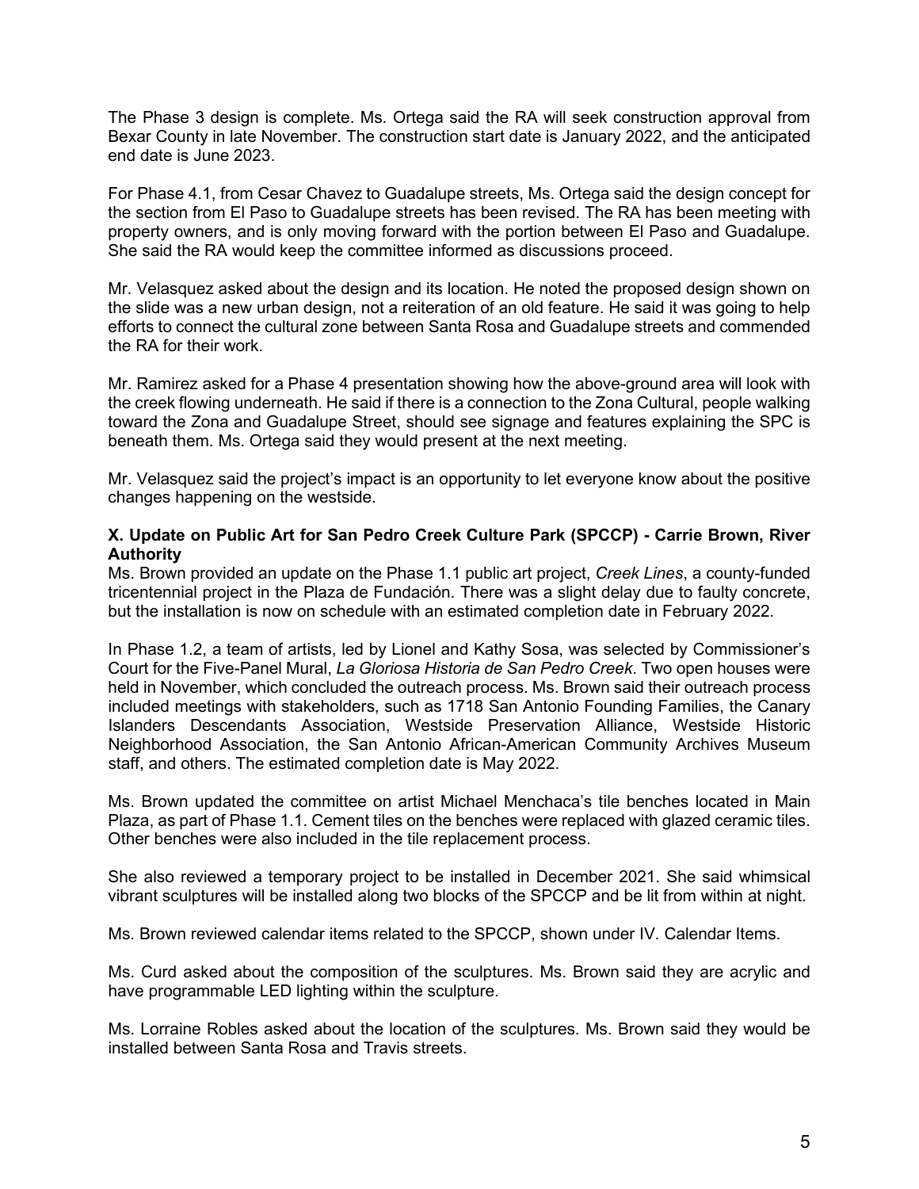The Phase 3 design is complete. Ms. Ortega said the RA will seek construction approval from Bexar County in late November. The construction start date is January 2022, and the anticipated end date is June 2023.

For Phase 4.1, from Cesar Chavez to Guadalupe streets, Ms. Ortega said the design concept for the section from El Paso to Guadalupe streets has been revised. The RA has been meeting with property owners, and is only moving forward with the portion between El Paso and Guadalupe. She said the RA would keep the committee informed as discussions proceed.

Mr. Velasquez asked about the design and its location. He noted the proposed design shown on the slide was a new urban design, not a reiteration of an old feature. He said it was going to help efforts to connect the cultural zone between Santa Rosa and Guadalupe streets and commended the RA for their work.

Mr. Ramirez asked for a Phase 4 presentation showing how the above-ground area will look with the creek flowing underneath. He said if there is a connection to the Zona Cultural, people walking toward the Zona and Guadalupe Street, should see signage and features explaining the SPC is beneath them. Ms. Ortega said they would present at the next meeting.

Mr. Velasquez said the project's impact is an opportunity to let everyone know about the positive changes happening on the westside.

**X. Update on Public Art for San Pedro Creek Culture Park (SPCCP) - Carrie Brown, River Authority**

Ms. Brown provided an update on the Phase 1.1 public art project, *Creek Lines*, a county-funded tricentennial project in the Plaza de Fundación. There was a slight delay due to faulty concrete, but the installation is now on schedule with an estimated completion date in February 2022.

In Phase 1.2, a team of artists, led by Lionel and Kathy Sosa, was selected by Commissioner's Court for the Five-Panel Mural, *La Gloriosa Historia de San Pedro Creek*. Two open houses were held in November, which concluded the outreach process. Ms. Brown said their outreach process included meetings with stakeholders, such as 1718 San Antonio Founding Families, the Canary Islanders Descendants Association, Westside Preservation Alliance, Westside Historic Neighborhood Association, the San Antonio African-American Community Archives Museum staff, and others. The estimated completion date is May 2022.

Ms. Brown updated the committee on artist Michael Menchaca's tile benches located in Main Plaza, as part of Phase 1.1. Cement tiles on the benches were replaced with glazed ceramic tiles. Other benches were also included in the tile replacement process.

She also reviewed a temporary project to be installed in December 2021. She said whimsical vibrant sculptures will be installed along two blocks of the SPCCP and be lit from within at night.

Ms. Brown reviewed calendar items related to the SPCCP, shown under IV. Calendar Items.

Ms. Curd asked about the composition of the sculptures. Ms. Brown said they are acrylic and have programmable LED lighting within the sculpture.

Ms. Lorraine Robles asked about the location of the sculptures. Ms. Brown said they would be installed between Santa Rosa and Travis streets.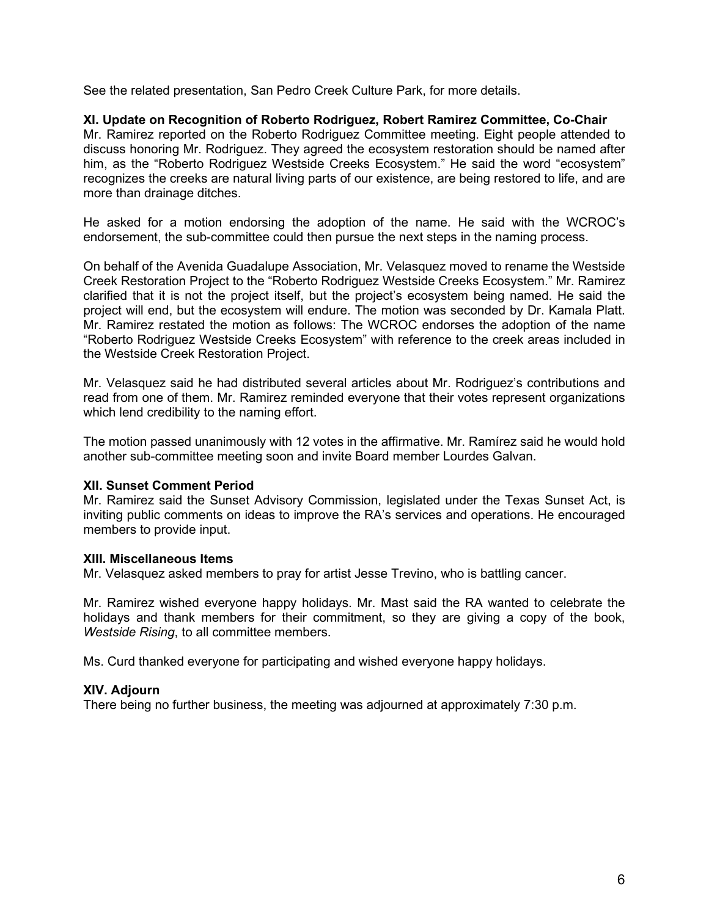See the related presentation, San Pedro Creek Culture Park, for more details.

**XI. Update on Recognition of Roberto Rodriguez, Robert Ramirez Committee, Co-Chair**

Mr. Ramirez reported on the Roberto Rodriguez Committee meeting. Eight people attended to discuss honoring Mr. Rodriguez. They agreed the ecosystem restoration should be named after him, as the "Roberto Rodriguez Westside Creeks Ecosystem." He said the word "ecosystem" recognizes the creeks are natural living parts of our existence, are being restored to life, and are more than drainage ditches.

He asked for a motion endorsing the adoption of the name. He said with the WCROC's endorsement, the sub-committee could then pursue the next steps in the naming process.

On behalf of the Avenida Guadalupe Association, Mr. Velasquez moved to rename the Westside Creek Restoration Project to the "Roberto Rodriguez Westside Creeks Ecosystem." Mr. Ramirez clarified that it is not the project itself, but the project's ecosystem being named. He said the project will end, but the ecosystem will endure. The motion was seconded by Dr. Kamala Platt. Mr. Ramirez restated the motion as follows: The WCROC endorses the adoption of the name "Roberto Rodriguez Westside Creeks Ecosystem" with reference to the creek areas included in the Westside Creek Restoration Project.

Mr. Velasquez said he had distributed several articles about Mr. Rodriguez's contributions and read from one of them. Mr. Ramirez reminded everyone that their votes represent organizations which lend credibility to the naming effort.

The motion passed unanimously with 12 votes in the affirmative. Mr. Ramírez said he would hold another sub-committee meeting soon and invite Board member Lourdes Galvan.

**XII. Sunset Comment Period**

Mr. Ramirez said the Sunset Advisory Commission, legislated under the Texas Sunset Act, is inviting public comments on ideas to improve the RA's services and operations. He encouraged members to provide input.

**XIII. Miscellaneous Items**

Mr. Velasquez asked members to pray for artist Jesse Trevino, who is battling cancer.

Mr. Ramirez wished everyone happy holidays. Mr. Mast said the RA wanted to celebrate the holidays and thank members for their commitment, so they are giving a copy of the book, *Westside Rising*, to all committee members.

Ms. Curd thanked everyone for participating and wished everyone happy holidays.

**XIV. Adjourn**

There being no further business, the meeting was adjourned at approximately 7:30 p.m.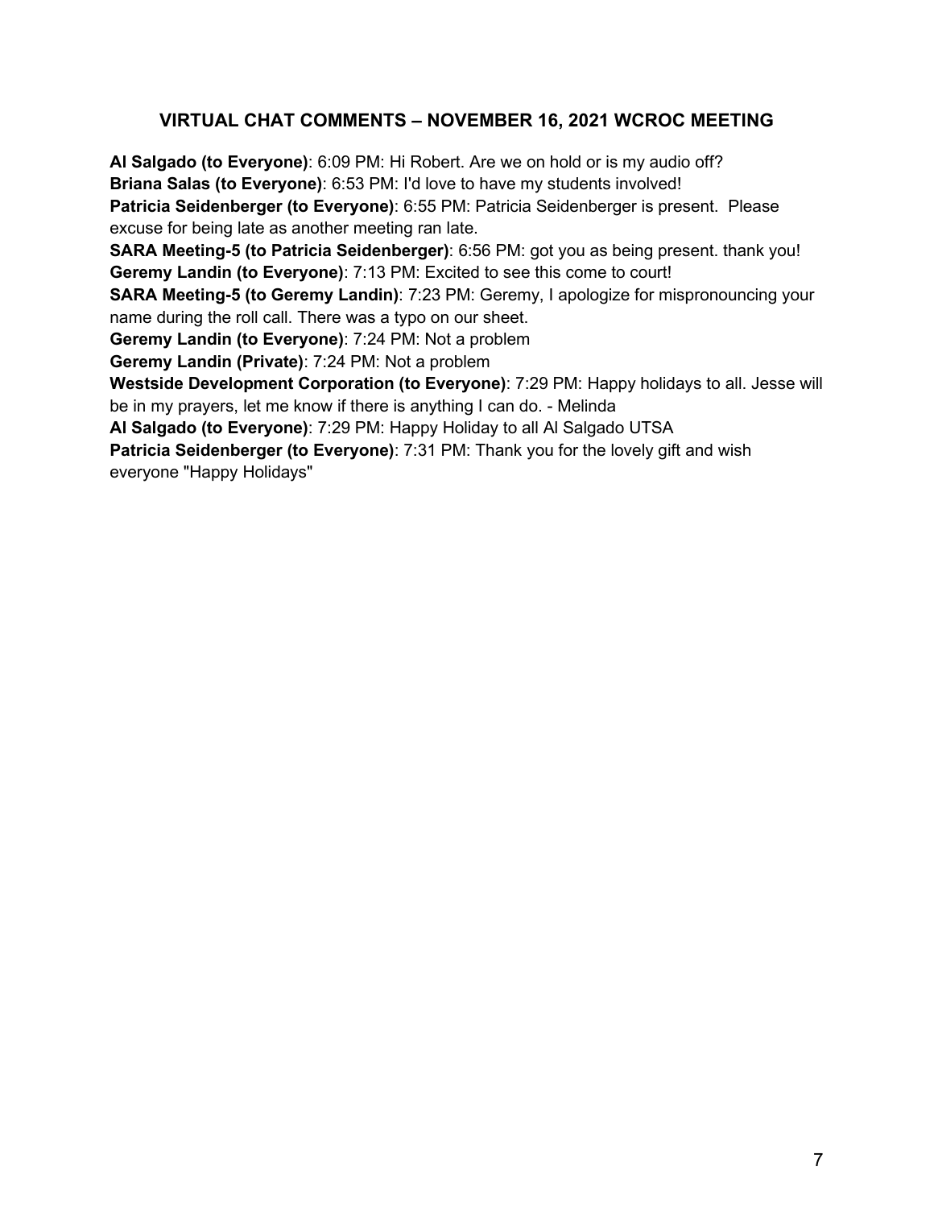## VIRTUAL CHAT COMMENTS – NOVEMBER 16, 2021 WCROC MEETING

**Al Salgado (to Everyone)**: 6:09 PM: Hi Robert. Are we on hold or is my audio off?
**Briana Salas (to Everyone)**: 6:53 PM: I'd love to have my students involved!
**Patricia Seidenberger (to Everyone)**: 6:55 PM: Patricia Seidenberger is present. Please excuse for being late as another meeting ran late.
**SARA Meeting-5 (to Patricia Seidenberger)**: 6:56 PM: got you as being present. thank you!
**Geremy Landin (to Everyone)**: 7:13 PM: Excited to see this come to court!
**SARA Meeting-5 (to Geremy Landin)**: 7:23 PM: Geremy, I apologize for mispronouncing your name during the roll call. There was a typo on our sheet.
**Geremy Landin (to Everyone)**: 7:24 PM: Not a problem
**Geremy Landin (Private)**: 7:24 PM: Not a problem
**Westside Development Corporation (to Everyone)**: 7:29 PM: Happy holidays to all. Jesse will be in my prayers, let me know if there is anything I can do. - Melinda
**Al Salgado (to Everyone)**: 7:29 PM: Happy Holiday to all Al Salgado UTSA
**Patricia Seidenberger (to Everyone)**: 7:31 PM: Thank you for the lovely gift and wish everyone "Happy Holidays"